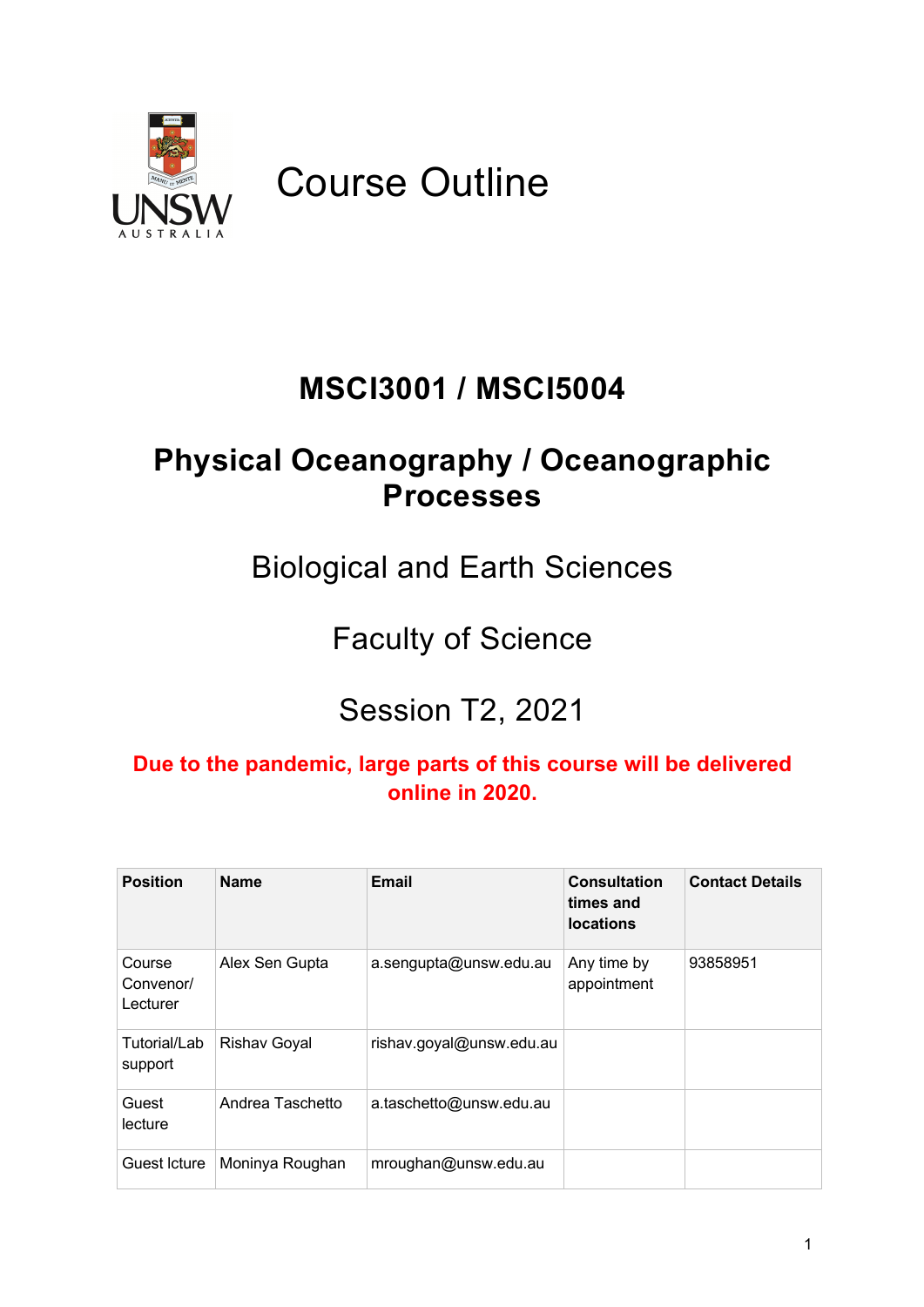# Course Outline

## MSCI3001 / MSCI5004

## Physical Oceanography / Oceanographic Processes

Biological and Earth Sciences

Faculty of Science

Session T2, 2021

**Due to the pandemic, large parts of this course will be delivered online in 2020.**

| Position | Name | Email | Consultation times and locations | Contact Details |
|---|---|---|---|---|
| Course Convenor/ Lecturer | Alex Sen Gupta | a.sengupta@unsw.edu.au | Any time by appointment | 93858951 |
| Tutorial/Lab support | Rishav Goyal | rishav.goyal@unsw.edu.au | | |
| Guest lecture | Andrea Taschetto | a.taschetto@unsw.edu.au | | |
| Guest lcture | Moninya Roughan | mroughan@unsw.edu.au | | |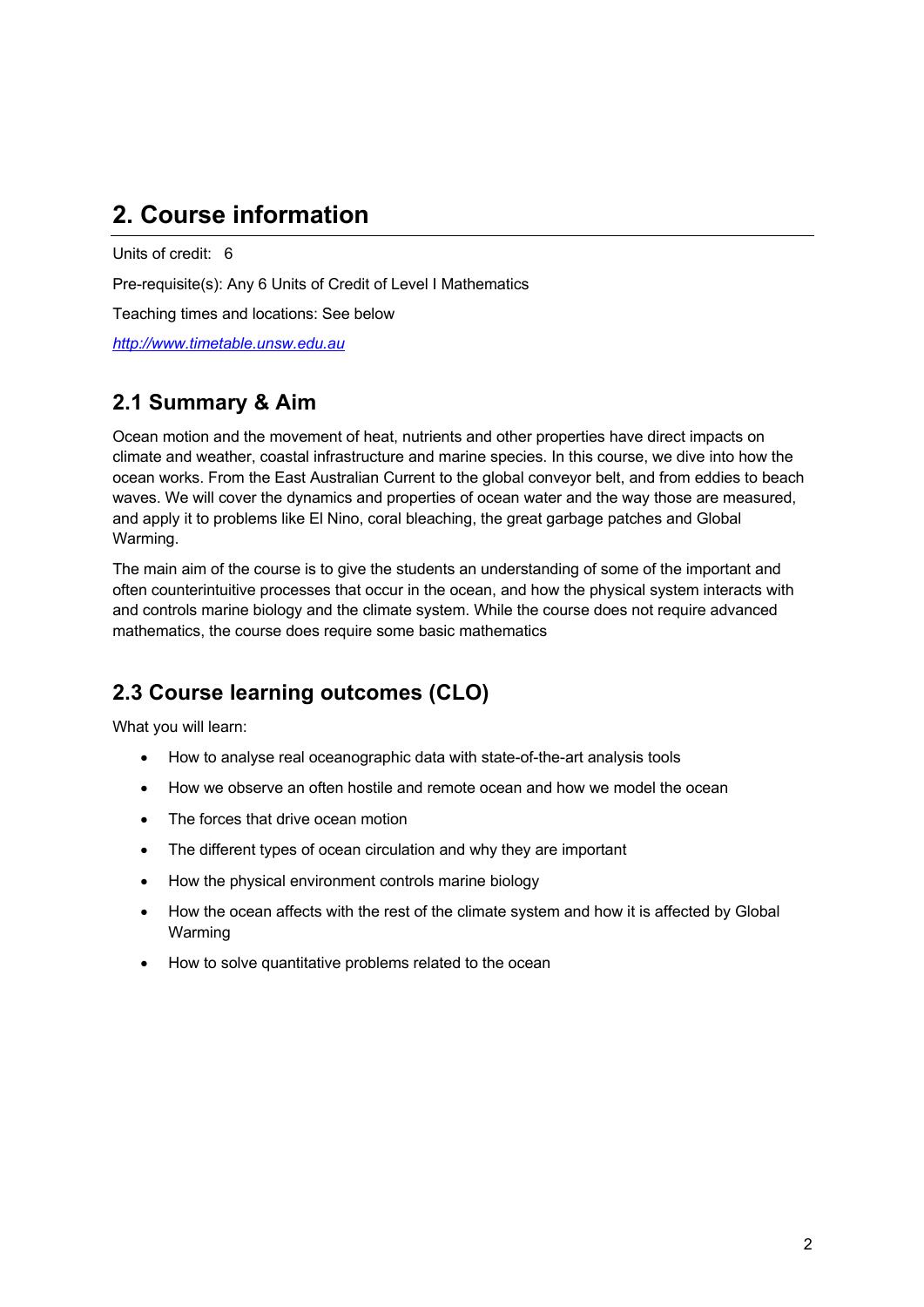# 2. Course information

Units of credit: 6

Pre-requisite(s): Any 6 Units of Credit of Level I Mathematics

Teaching times and locations: See below

*http://www.timetable.unsw.edu.au*

## 2.1 Summary & Aim

Ocean motion and the movement of heat, nutrients and other properties have direct impacts on climate and weather, coastal infrastructure and marine species. In this course, we dive into how the ocean works. From the East Australian Current to the global conveyor belt, and from eddies to beach waves. We will cover the dynamics and properties of ocean water and the way those are measured, and apply it to problems like El Nino, coral bleaching, the great garbage patches and Global Warming.

The main aim of the course is to give the students an understanding of some of the important and often counterintuitive processes that occur in the ocean, and how the physical system interacts with and controls marine biology and the climate system. While the course does not require advanced mathematics, the course does require some basic mathematics

## 2.3 Course learning outcomes (CLO)

What you will learn:

- How to analyse real oceanographic data with state-of-the-art analysis tools
- How we observe an often hostile and remote ocean and how we model the ocean
- The forces that drive ocean motion
- The different types of ocean circulation and why they are important
- How the physical environment controls marine biology
- How the ocean affects with the rest of the climate system and how it is affected by Global Warming
- How to solve quantitative problems related to the ocean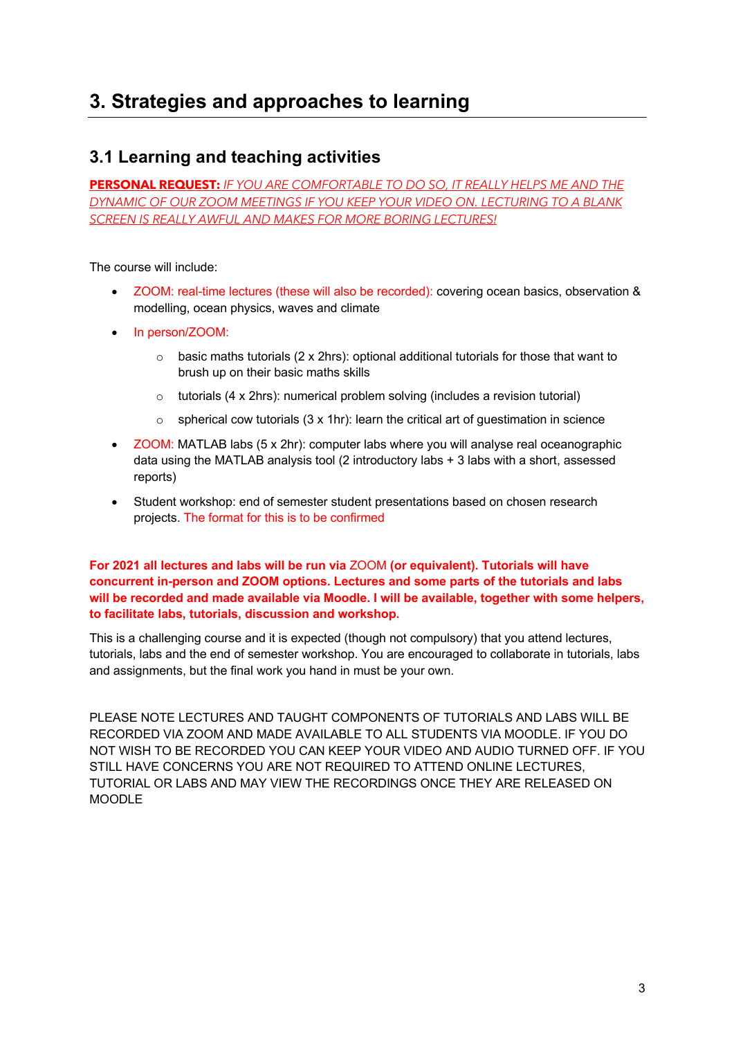## 3. Strategies and approaches to learning

### 3.1 Learning and teaching activities

**PERSONAL REQUEST:** *IF YOU ARE COMFORTABLE TO DO SO, IT REALLY HELPS ME AND THE DYNAMIC OF OUR ZOOM MEETINGS IF YOU KEEP YOUR VIDEO ON. LECTURING TO A BLANK SCREEN IS REALLY AWFUL AND MAKES FOR MORE BORING LECTURES!*

The course will include:

- ZOOM: real-time lectures (these will also be recorded): covering ocean basics, observation & modelling, ocean physics, waves and climate
- In person/ZOOM:
  - basic maths tutorials (2 x 2hrs): optional additional tutorials for those that want to brush up on their basic maths skills
  - tutorials (4 x 2hrs): numerical problem solving (includes a revision tutorial)
  - spherical cow tutorials (3 x 1hr): learn the critical art of guestimation in science
- ZOOM: MATLAB labs (5 x 2hr): computer labs where you will analyse real oceanographic data using the MATLAB analysis tool (2 introductory labs + 3 labs with a short, assessed reports)
- Student workshop: end of semester student presentations based on chosen research projects. The format for this is to be confirmed

**For 2021 all lectures and labs will be run via ZOOM (or equivalent). Tutorials will have concurrent in-person and ZOOM options. Lectures and some parts of the tutorials and labs will be recorded and made available via Moodle. I will be available, together with some helpers, to facilitate labs, tutorials, discussion and workshop.**

This is a challenging course and it is expected (though not compulsory) that you attend lectures, tutorials, labs and the end of semester workshop. You are encouraged to collaborate in tutorials, labs and assignments, but the final work you hand in must be your own.

PLEASE NOTE LECTURES AND TAUGHT COMPONENTS OF TUTORIALS AND LABS WILL BE RECORDED VIA ZOOM AND MADE AVAILABLE TO ALL STUDENTS VIA MOODLE. IF YOU DO NOT WISH TO BE RECORDED YOU CAN KEEP YOUR VIDEO AND AUDIO TURNED OFF. IF YOU STILL HAVE CONCERNS YOU ARE NOT REQUIRED TO ATTEND ONLINE LECTURES, TUTORIAL OR LABS AND MAY VIEW THE RECORDINGS ONCE THEY ARE RELEASED ON MOODLE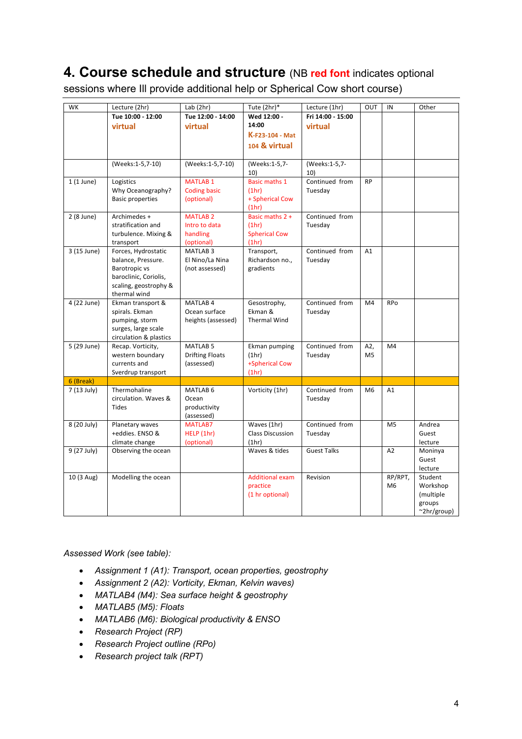## 4. Course schedule and structure (NB **red font** indicates optional sessions where Ill provide additional help or Spherical Cow short course)

| WK | Lecture (2hr) | Lab (2hr) | Tute (2hr)* | Lecture (1hr) | OUT | IN | Other |
|---|---|---|---|---|---|---|---|
| | **Tue 10:00 - 12:00** **virtual** | **Tue 12:00 - 14:00** **virtual** | **Wed 12:00 - 14:00** **K-F23-104 - Mat 104 & virtual** | **Fri 14:00 - 15:00** **virtual** | | | |
| | (Weeks:1-5,7-10) | (Weeks:1-5,7-10) | (Weeks:1-5,7-10) | (Weeks:1-5,7-10) | | | |
| 1 (1 June) | Logistics Why Oceanography? Basic properties | MATLAB 1 Coding basic (optional) | Basic maths 1 (1hr) + Spherical Cow (1hr) | Continued from Tuesday | RP | | |
| 2 (8 June) | Archimedes + stratification and turbulence. Mixing & transport | MATLAB 2 Intro to data handling (optional) | Basic maths 2 + (1hr) Spherical Cow (1hr) | Continued from Tuesday | | | |
| 3 (15 June) | Forces, Hydrostatic balance, Pressure. Barotropic vs baroclinic, Coriolis, scaling, geostrophy & thermal wind | MATLAB 3 El Nino/La Nina (not assessed) | Transport, Richardson no., gradients | Continued from Tuesday | A1 | | |
| 4 (22 June) | Ekman transport & spirals. Ekman pumping, storm surges, large scale circulation & plastics | MATLAB 4 Ocean surface heights (assessed) | Gesostrophy, Ekman & Thermal Wind | Continued from Tuesday | M4 | RPo | |
| 5 (29 June) | Recap. Vorticity, western boundary currents and Sverdrup transport | MATLAB 5 Drifting Floats (assessed) | Ekman pumping (1hr) +Spherical Cow (1hr) | Continued from Tuesday | A2, M5 | M4 | |
| 6 (Break) | | | | | | | |
| 7 (13 July) | Thermohaline circulation. Waves & Tides | MATLAB 6 Ocean productivity (assessed) | Vorticity (1hr) | Continued from Tuesday | M6 | A1 | |
| 8 (20 July) | Planetary waves +eddies. ENSO & climate change | MATLAB7 HELP (1hr) (optional) | Waves (1hr) Class Discussion (1hr) | Continued from Tuesday | | M5 | Andrea Guest lecture |
| 9 (27 July) | Observing the ocean | | Waves & tides | Guest Talks | | A2 | Moninya Guest lecture |
| 10 (3 Aug) | Modelling the ocean | | Additional exam practice (1 hr optional) | Revision | | RP/RPT, M6 | Student Workshop (multiple groups ~2hr/group) |

*Assessed Work (see table):*

- *Assignment 1 (A1): Transport, ocean properties, geostrophy*
- *Assignment 2 (A2): Vorticity, Ekman, Kelvin waves)*
- *MATLAB4 (M4): Sea surface height & geostrophy*
- *MATLAB5 (M5): Floats*
- *MATLAB6 (M6): Biological productivity & ENSO*
- *Research Project (RP)*
- *Research Project outline (RPo)*
- *Research project talk (RPT)*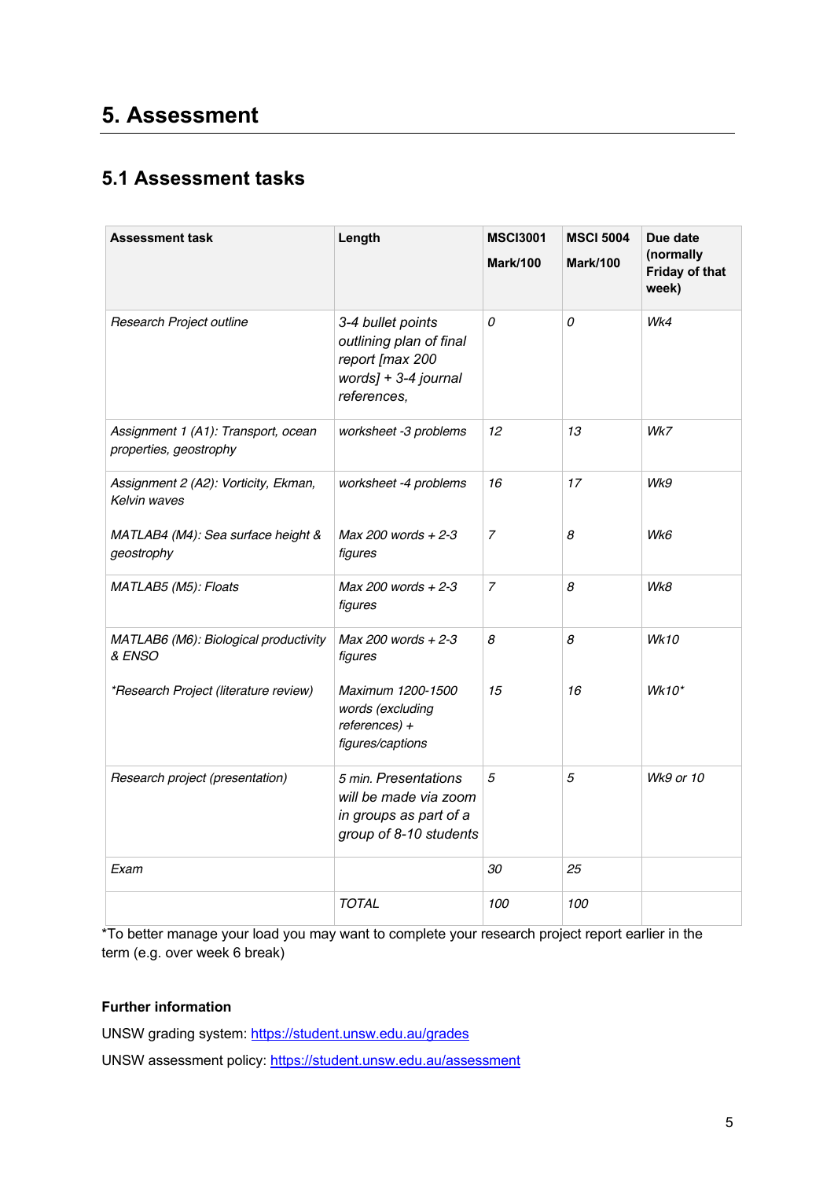# 5. Assessment

## 5.1 Assessment tasks

| Assessment task | Length | MSCI3001 Mark/100 | MSCI 5004 Mark/100 | Due date (normally Friday of that week) |
|---|---|---|---|---|
| *Research Project outline* | *3-4 bullet points outlining plan of final report [max 200 words] + 3-4 journal references,* | *0* | *0* | *Wk4* |
| *Assignment 1 (A1): Transport, ocean properties, geostrophy* | *worksheet -3 problems* | *12* | *13* | *Wk7* |
| *Assignment 2 (A2): Vorticity, Ekman, Kelvin waves* | *worksheet -4 problems* | *16* | *17* | *Wk9* |
| *MATLAB4 (M4): Sea surface height & geostrophy* | *Max 200 words + 2-3 figures* | *7* | *8* | *Wk6* |
| *MATLAB5 (M5): Floats* | *Max 200 words + 2-3 figures* | *7* | *8* | *Wk8* |
| *MATLAB6 (M6): Biological productivity & ENSO* | *Max 200 words + 2-3 figures* | *8* | *8* | *Wk10* |
| *\*Research Project (literature review)* | *Maximum 1200-1500 words (excluding references) + figures/captions* | *15* | *16* | *Wk10\** |
| *Research project (presentation)* | *5 min. Presentations will be made via zoom in groups as part of a group of 8-10 students* | *5* | *5* | *Wk9 or 10* |
| *Exam* | | *30* | *25* | |
| | *TOTAL* | *100* | *100* | |

*To better manage your load you may want to complete your research project report earlier in the term (e.g. over week 6 break)

**Further information**

UNSW grading system: https://student.unsw.edu.au/grades

UNSW assessment policy: https://student.unsw.edu.au/assessment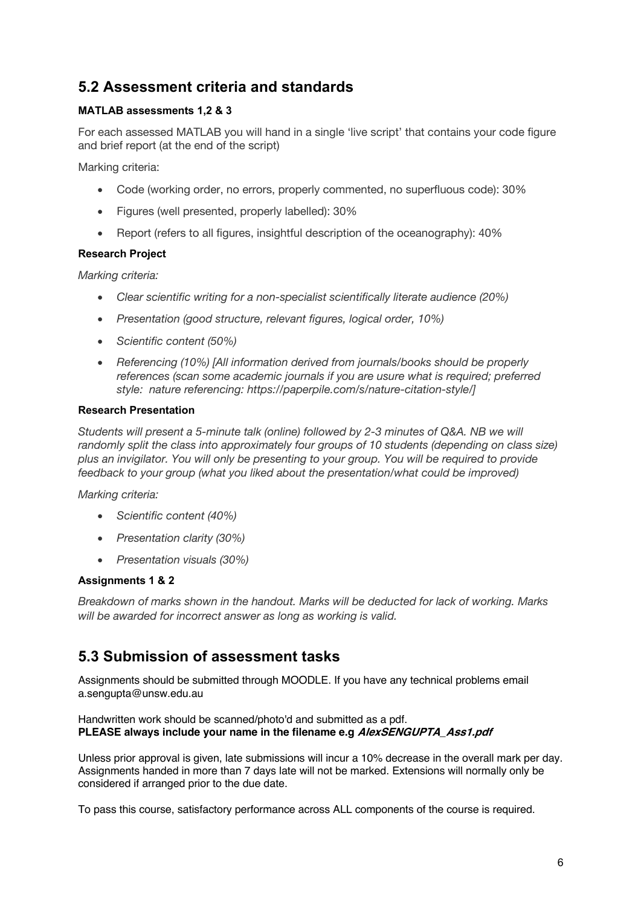## 5.2 Assessment criteria and standards

**MATLAB assessments 1,2 & 3**

For each assessed MATLAB you will hand in a single 'live script' that contains your code figure and brief report (at the end of the script)

Marking criteria:

- Code (working order, no errors, properly commented, no superfluous code): 30%
- Figures (well presented, properly labelled): 30%
- Report (refers to all figures, insightful description of the oceanography): 40%

**Research Project**

*Marking criteria:*

- *Clear scientific writing for a non-specialist scientifically literate audience (20%)*
- *Presentation (good structure, relevant figures, logical order, 10%)*
- *Scientific content (50%)*
- *Referencing (10%) [All information derived from journals/books should be properly references (scan some academic journals if you are usure what is required; preferred style: nature referencing: https://paperpile.com/s/nature-citation-style/]*

**Research Presentation**

*Students will present a 5-minute talk (online) followed by 2-3 minutes of Q&A. NB we will randomly split the class into approximately four groups of 10 students (depending on class size) plus an invigilator. You will only be presenting to your group. You will be required to provide feedback to your group (what you liked about the presentation/what could be improved)*

*Marking criteria:*

- *Scientific content (40%)*
- *Presentation clarity (30%)*
- *Presentation visuals (30%)*

**Assignments 1 & 2**

*Breakdown of marks shown in the handout. Marks will be deducted for lack of working. Marks will be awarded for incorrect answer as long as working is valid.*

## 5.3 Submission of assessment tasks

Assignments should be submitted through MOODLE. If you have any technical problems email a.sengupta@unsw.edu.au

Handwritten work should be scanned/photo'd and submitted as a pdf.
**PLEASE always include your name in the filename e.g *AlexSENGUPTA_Ass1.pdf***

Unless prior approval is given, late submissions will incur a 10% decrease in the overall mark per day. Assignments handed in more than 7 days late will not be marked. Extensions will normally only be considered if arranged prior to the due date.

To pass this course, satisfactory performance across ALL components of the course is required.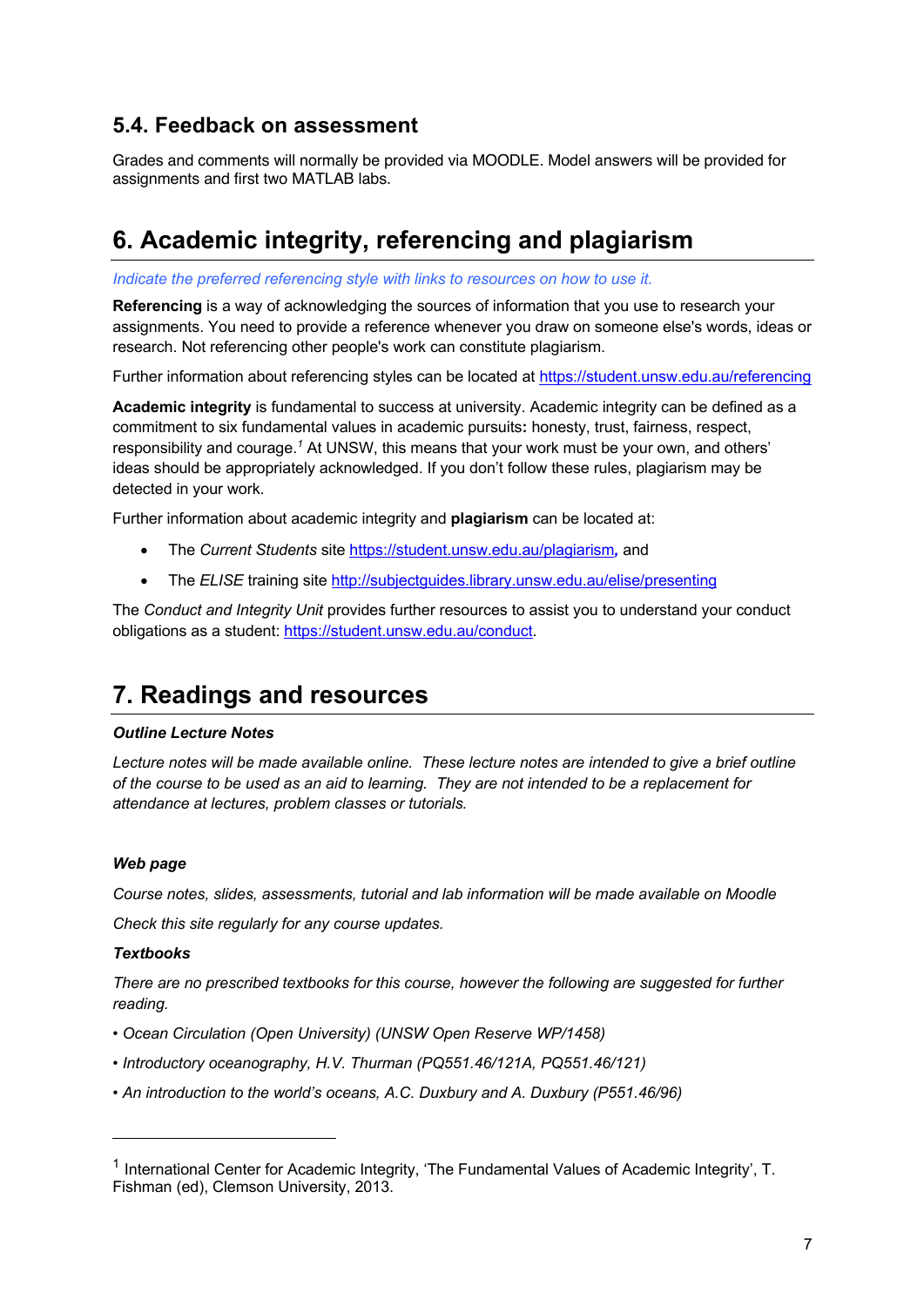## 5.4. Feedback on assessment

Grades and comments will normally be provided via MOODLE. Model answers will be provided for assignments and first two MATLAB labs.

# 6. Academic integrity, referencing and plagiarism

*Indicate the preferred referencing style with links to resources on how to use it.*

**Referencing** is a way of acknowledging the sources of information that you use to research your assignments. You need to provide a reference whenever you draw on someone else's words, ideas or research. Not referencing other people's work can constitute plagiarism.

Further information about referencing styles can be located at https://student.unsw.edu.au/referencing

**Academic integrity** is fundamental to success at university. Academic integrity can be defined as a commitment to six fundamental values in academic pursuits**:** honesty, trust, fairness, respect, responsibility and courage.[1] At UNSW, this means that your work must be your own, and others' ideas should be appropriately acknowledged. If you don't follow these rules, plagiarism may be detected in your work.

Further information about academic integrity and **plagiarism** can be located at:

- The *Current Students* site https://student.unsw.edu.au/plagiarism, and
- The *ELISE* training site http://subjectguides.library.unsw.edu.au/elise/presenting

The *Conduct and Integrity Unit* provides further resources to assist you to understand your conduct obligations as a student: https://student.unsw.edu.au/conduct.

# 7. Readings and resources

***Outline Lecture Notes***

*Lecture notes will be made available online. These lecture notes are intended to give a brief outline of the course to be used as an aid to learning. They are not intended to be a replacement for attendance at lectures, problem classes or tutorials.*

***Web page***

*Course notes, slides, assessments, tutorial and lab information will be made available on Moodle*

*Check this site regularly for any course updates.*

***Textbooks***

*There are no prescribed textbooks for this course, however the following are suggested for further reading.*

- *Ocean Circulation (Open University) (UNSW Open Reserve WP/1458)*
- *Introductory oceanography, H.V. Thurman (PQ551.46/121A, PQ551.46/121)*
- *An introduction to the world's oceans, A.C. Duxbury and A. Duxbury (P551.46/96)*

---

[1] International Center for Academic Integrity, 'The Fundamental Values of Academic Integrity', T. Fishman (ed), Clemson University, 2013.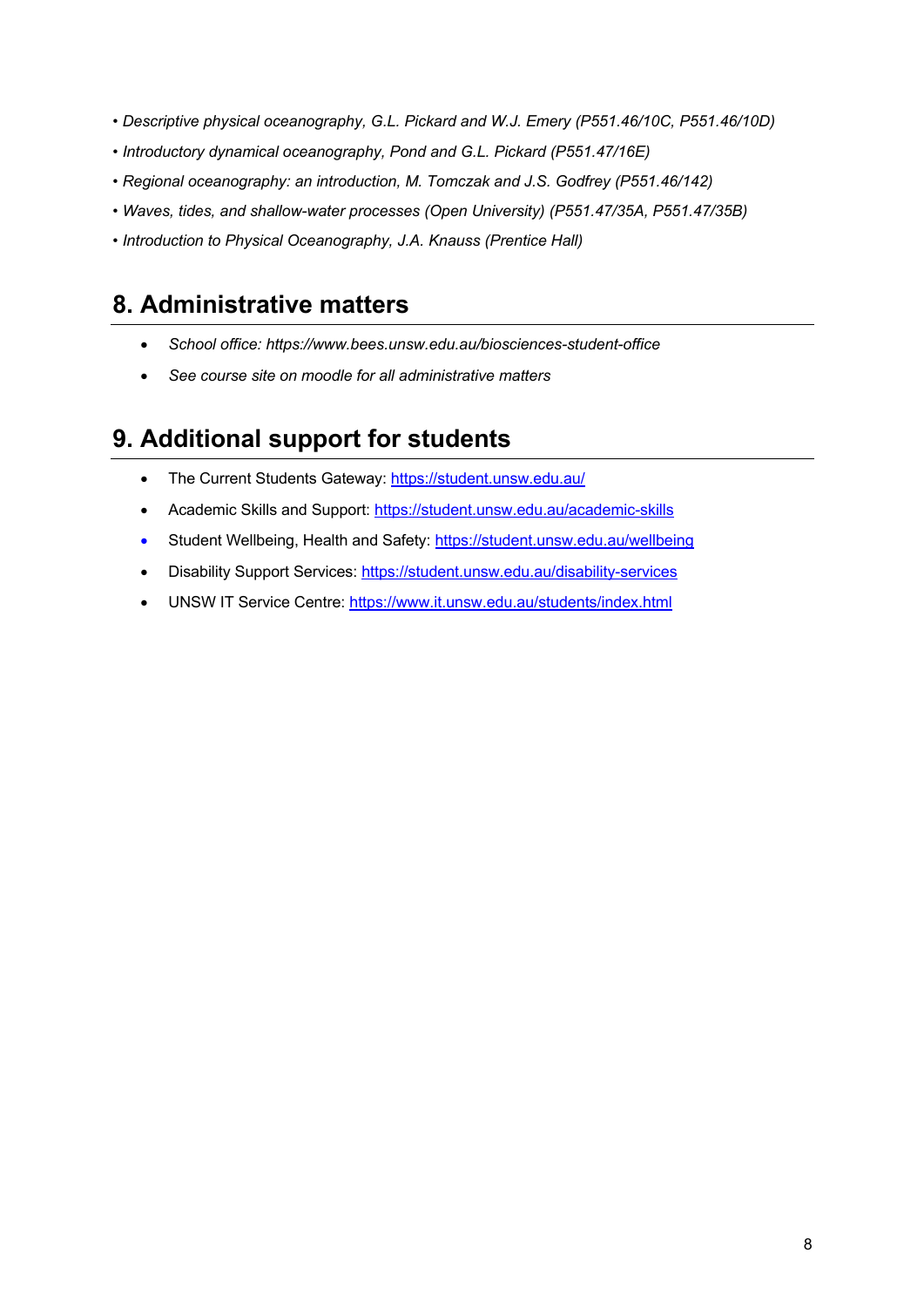- *Descriptive physical oceanography, G.L. Pickard and W.J. Emery (P551.46/10C, P551.46/10D)*
- *Introductory dynamical oceanography, Pond and G.L. Pickard (P551.47/16E)*
- *Regional oceanography: an introduction, M. Tomczak and J.S. Godfrey (P551.46/142)*
- *Waves, tides, and shallow-water processes (Open University) (P551.47/35A, P551.47/35B)*
- *Introduction to Physical Oceanography, J.A. Knauss (Prentice Hall)*

## 8. Administrative matters

- *School office: https://www.bees.unsw.edu.au/biosciences-student-office*
- *See course site on moodle for all administrative matters*

## 9. Additional support for students

- The Current Students Gateway: https://student.unsw.edu.au/
- Academic Skills and Support: https://student.unsw.edu.au/academic-skills
- Student Wellbeing, Health and Safety: https://student.unsw.edu.au/wellbeing
- Disability Support Services: https://student.unsw.edu.au/disability-services
- UNSW IT Service Centre: https://www.it.unsw.edu.au/students/index.html